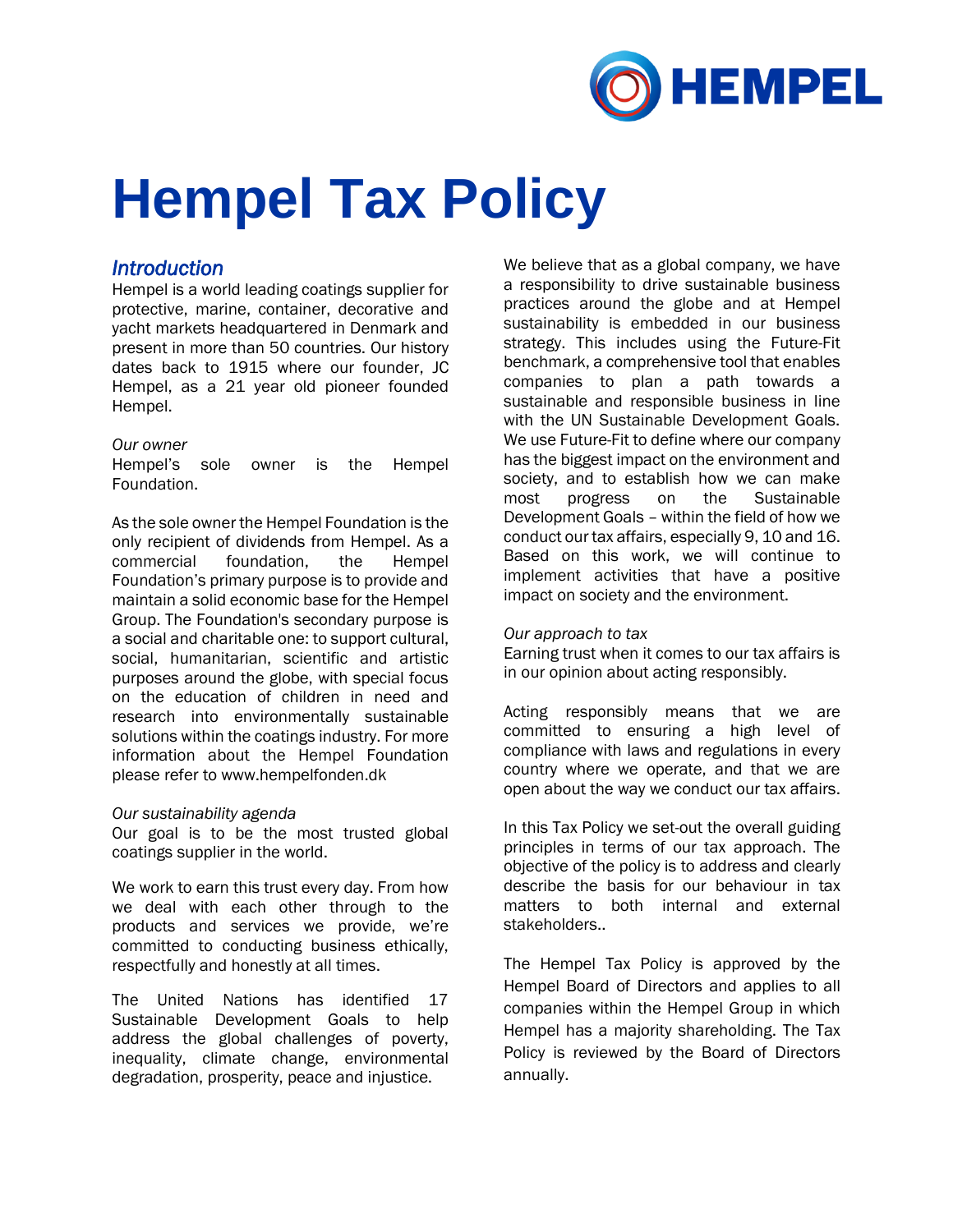# Hempel Tax Policy

## *Introduction*

Hempel is a world leading coatings supplier for protective, marine, container, decorative and yacht markets headquartered in Denmark and present in more than 50 countries. Our history dates back to 1915 where our founder, JC Hempel, as a 21 year old pioneer founded Hempel.

*Our owner*

Hempel's sole owner is the Hempel Foundation.

As the sole owner the Hempel Foundation is the only recipient of dividends from Hempel. As a commercial foundation, the Hempel Foundation's primary purpose is to provide and maintain a solid economic base for the Hempel Group. The Foundation's secondary purpose is a social and charitable one: to support cultural, social, humanitarian, scientific and artistic purposes around the globe, with special focus on the education of children in need and research into environmentally sustainable solutions within the coatings industry. For more information about the Hempel Foundation please refer to www.hempelfonden.dk

*Our sustainability agenda*

Our goal is to be the most trusted global coatings supplier in the world.

We work to earn this trust every day. From how we deal with each other through to the products and services we provide, we're committed to conducting business ethically, respectfully and honestly at all times.

The United Nations has identified 17 Sustainable Development Goals to help address the global challenges of poverty, inequality, climate change, environmental degradation, prosperity, peace and injustice.

We believe that as a global company, we have a responsibility to drive sustainable business practices around the globe and at Hempel sustainability is embedded in our business strategy. This includes using the Future-Fit benchmark, a comprehensive tool that enables companies to plan a path towards a sustainable and responsible business in line with the UN Sustainable Development Goals. We use Future-Fit to define where our company has the biggest impact on the environment and society, and to establish how we can make most progress on the Sustainable Development Goals – within the field of how we conduct our tax affairs, especially 9, 10 and 16. Based on this work, we will continue to implement activities that have a positive impact on society and the environment.

*Our approach to tax*

Earning trust when it comes to our tax affairs is in our opinion about acting responsibly.

Acting responsibly means that we are committed to ensuring a high level of compliance with laws and regulations in every country where we operate, and that we are open about the way we conduct our tax affairs.

In this Tax Policy we set-out the overall guiding principles in terms of our tax approach. The objective of the policy is to address and clearly describe the basis for our behaviour in tax matters to both internal and external stakeholders..

The Hempel Tax Policy is approved by the Hempel Board of Directors and applies to all companies within the Hempel Group in which Hempel has a majority shareholding. The Tax Policy is reviewed by the Board of Directors annually.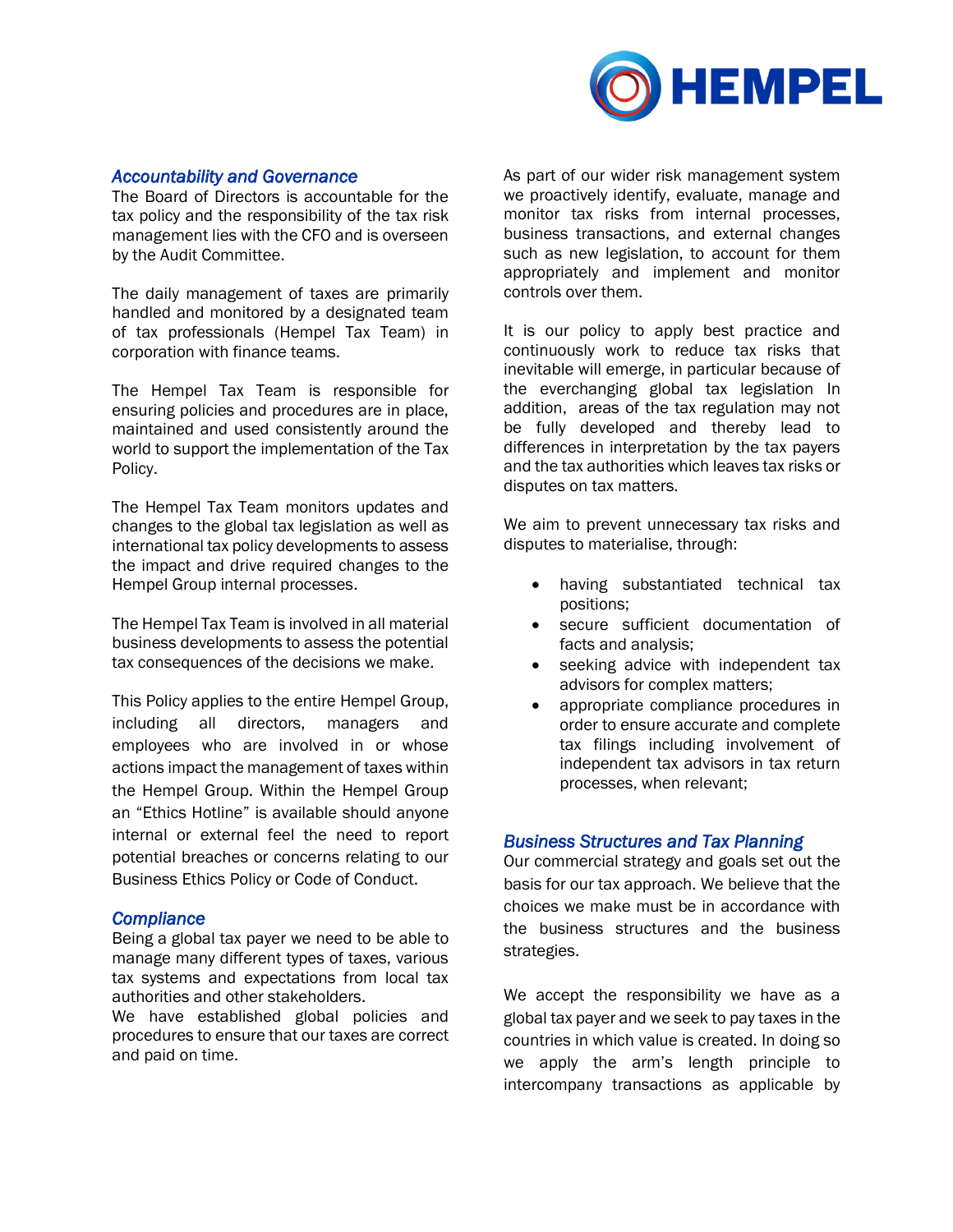## *Accountability and Governance*

The Board of Directors is accountable for the tax policy and the responsibility of the tax risk management lies with the CFO and is overseen by the Audit Committee.

The daily management of taxes are primarily handled and monitored by a designated team of tax professionals (Hempel Tax Team) in corporation with finance teams.

The Hempel Tax Team is responsible for ensuring policies and procedures are in place, maintained and used consistently around the world to support the implementation of the Tax Policy.

The Hempel Tax Team monitors updates and changes to the global tax legislation as well as international tax policy developments to assess the impact and drive required changes to the Hempel Group internal processes.

The Hempel Tax Team is involved in all material business developments to assess the potential tax consequences of the decisions we make.

This Policy applies to the entire Hempel Group, including all directors, managers and employees who are involved in or whose actions impact the management of taxes within the Hempel Group. Within the Hempel Group an "Ethics Hotline" is available should anyone internal or external feel the need to report potential breaches or concerns relating to our Business Ethics Policy or Code of Conduct.

## *Compliance*

Being a global tax payer we need to be able to manage many different types of taxes, various tax systems and expectations from local tax authorities and other stakeholders.
We have established global policies and procedures to ensure that our taxes are correct and paid on time.

As part of our wider risk management system we proactively identify, evaluate, manage and monitor tax risks from internal processes, business transactions, and external changes such as new legislation, to account for them appropriately and implement and monitor controls over them.

It is our policy to apply best practice and continuously work to reduce tax risks that inevitable will emerge, in particular because of the everchanging global tax legislation In addition, areas of the tax regulation may not be fully developed and thereby lead to differences in interpretation by the tax payers and the tax authorities which leaves tax risks or disputes on tax matters.

We aim to prevent unnecessary tax risks and disputes to materialise, through:

- having substantiated technical tax positions;
- secure sufficient documentation of facts and analysis;
- seeking advice with independent tax advisors for complex matters;
- appropriate compliance procedures in order to ensure accurate and complete tax filings including involvement of independent tax advisors in tax return processes, when relevant;

## *Business Structures and Tax Planning*

Our commercial strategy and goals set out the basis for our tax approach. We believe that the choices we make must be in accordance with the business structures and the business strategies.

We accept the responsibility we have as a global tax payer and we seek to pay taxes in the countries in which value is created. In doing so we apply the arm's length principle to intercompany transactions as applicable by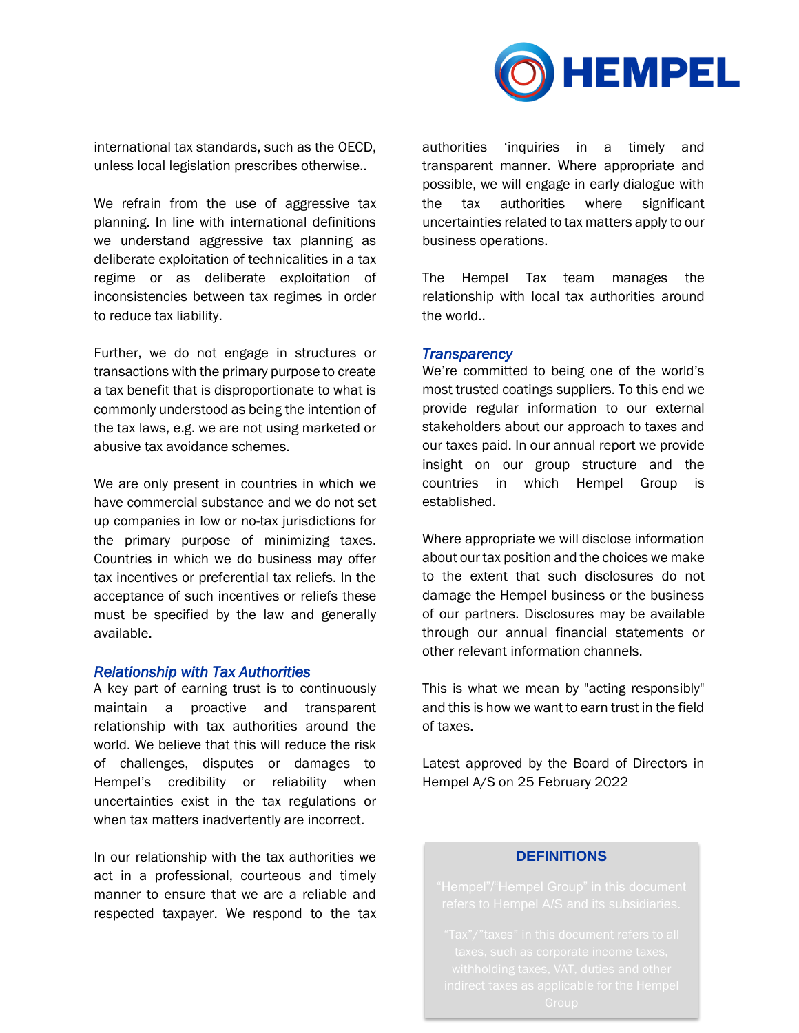international tax standards, such as the OECD, unless local legislation prescribes otherwise..

We refrain from the use of aggressive tax planning. In line with international definitions we understand aggressive tax planning as deliberate exploitation of technicalities in a tax regime or as deliberate exploitation of inconsistencies between tax regimes in order to reduce tax liability.

Further, we do not engage in structures or transactions with the primary purpose to create a tax benefit that is disproportionate to what is commonly understood as being the intention of the tax laws, e.g. we are not using marketed or abusive tax avoidance schemes.

We are only present in countries in which we have commercial substance and we do not set up companies in low or no-tax jurisdictions for the primary purpose of minimizing taxes. Countries in which we do business may offer tax incentives or preferential tax reliefs. In the acceptance of such incentives or reliefs these must be specified by the law and generally available.

### *Relationship with Tax Authorities*

A key part of earning trust is to continuously maintain a proactive and transparent relationship with tax authorities around the world. We believe that this will reduce the risk of challenges, disputes or damages to Hempel's credibility or reliability when uncertainties exist in the tax regulations or when tax matters inadvertently are incorrect.

In our relationship with the tax authorities we act in a professional, courteous and timely manner to ensure that we are a reliable and respected taxpayer. We respond to the tax authorities 'inquiries in a timely and transparent manner. Where appropriate and possible, we will engage in early dialogue with the tax authorities where significant uncertainties related to tax matters apply to our business operations.

The Hempel Tax team manages the relationship with local tax authorities around the world..

### *Transparency*

We're committed to being one of the world's most trusted coatings suppliers. To this end we provide regular information to our external stakeholders about our approach to taxes and our taxes paid. In our annual report we provide insight on our group structure and the countries in which Hempel Group is established.

Where appropriate we will disclose information about our tax position and the choices we make to the extent that such disclosures do not damage the Hempel business or the business of our partners. Disclosures may be available through our annual financial statements or other relevant information channels.

This is what we mean by "acting responsibly" and this is how we want to earn trust in the field of taxes.

Latest approved by the Board of Directors in Hempel A/S on 25 February 2022

**DEFINITIONS**

"Hempel"/"Hempel Group" in this document refers to Hempel A/S and its subsidiaries.

"Tax"/"taxes" in this document refers to all taxes, such as corporate income taxes, withholding taxes, VAT, duties and other indirect taxes as applicable for the Hempel Group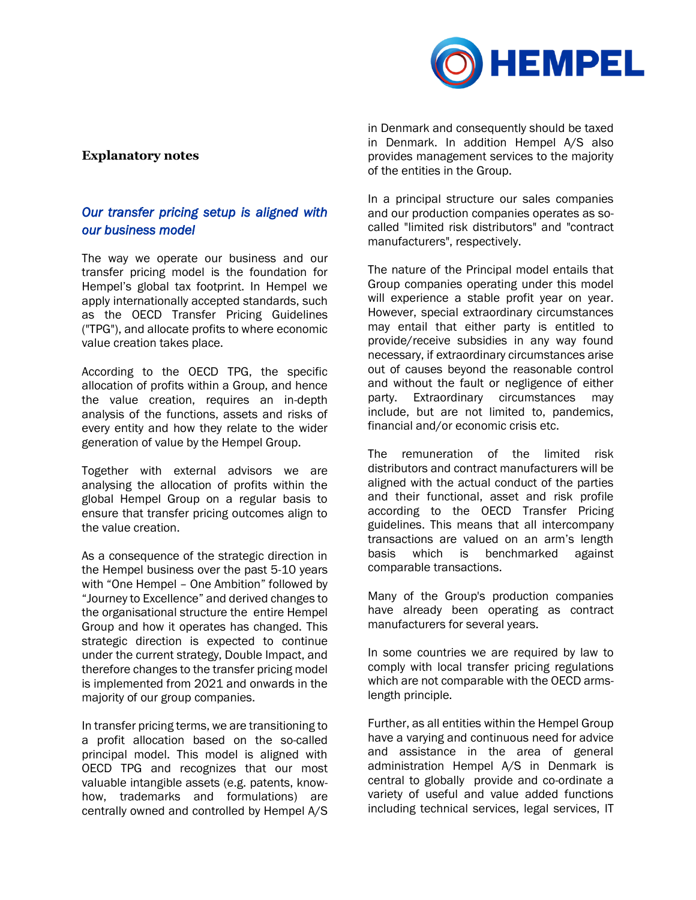## Explanatory notes

### *Our transfer pricing setup is aligned with our business model*

The way we operate our business and our transfer pricing model is the foundation for Hempel's global tax footprint. In Hempel we apply internationally accepted standards, such as the OECD Transfer Pricing Guidelines ("TPG"), and allocate profits to where economic value creation takes place.

According to the OECD TPG, the specific allocation of profits within a Group, and hence the value creation, requires an in-depth analysis of the functions, assets and risks of every entity and how they relate to the wider generation of value by the Hempel Group.

Together with external advisors we are analysing the allocation of profits within the global Hempel Group on a regular basis to ensure that transfer pricing outcomes align to the value creation.

As a consequence of the strategic direction in the Hempel business over the past 5-10 years with "One Hempel – One Ambition" followed by "Journey to Excellence" and derived changes to the organisational structure the entire Hempel Group and how it operates has changed. This strategic direction is expected to continue under the current strategy, Double Impact, and therefore changes to the transfer pricing model is implemented from 2021 and onwards in the majority of our group companies.

In transfer pricing terms, we are transitioning to a profit allocation based on the so-called principal model. This model is aligned with OECD TPG and recognizes that our most valuable intangible assets (e.g. patents, know-how, trademarks and formulations) are centrally owned and controlled by Hempel A/S in Denmark and consequently should be taxed in Denmark. In addition Hempel A/S also provides management services to the majority of the entities in the Group.

In a principal structure our sales companies and our production companies operates as so-called "limited risk distributors" and "contract manufacturers", respectively.

The nature of the Principal model entails that Group companies operating under this model will experience a stable profit year on year. However, special extraordinary circumstances may entail that either party is entitled to provide/receive subsidies in any way found necessary, if extraordinary circumstances arise out of causes beyond the reasonable control and without the fault or negligence of either party. Extraordinary circumstances may include, but are not limited to, pandemics, financial and/or economic crisis etc.

The remuneration of the limited risk distributors and contract manufacturers will be aligned with the actual conduct of the parties and their functional, asset and risk profile according to the OECD Transfer Pricing guidelines. This means that all intercompany transactions are valued on an arm's length basis which is benchmarked against comparable transactions.

Many of the Group's production companies have already been operating as contract manufacturers for several years.

In some countries we are required by law to comply with local transfer pricing regulations which are not comparable with the OECD arms-length principle.

Further, as all entities within the Hempel Group have a varying and continuous need for advice and assistance in the area of general administration Hempel A/S in Denmark is central to globally provide and co-ordinate a variety of useful and value added functions including technical services, legal services, IT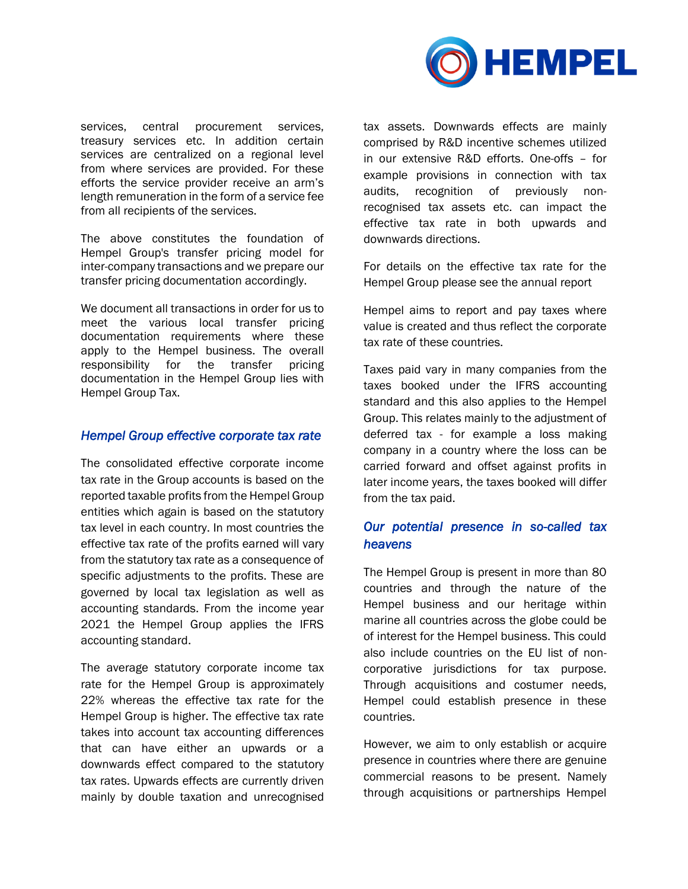services, central procurement services, treasury services etc. In addition certain services are centralized on a regional level from where services are provided. For these efforts the service provider receive an arm's length remuneration in the form of a service fee from all recipients of the services.

The above constitutes the foundation of Hempel Group's transfer pricing model for inter-company transactions and we prepare our transfer pricing documentation accordingly.

We document all transactions in order for us to meet the various local transfer pricing documentation requirements where these apply to the Hempel business. The overall responsibility for the transfer pricing documentation in the Hempel Group lies with Hempel Group Tax.

## *Hempel Group effective corporate tax rate*

The consolidated effective corporate income tax rate in the Group accounts is based on the reported taxable profits from the Hempel Group entities which again is based on the statutory tax level in each country. In most countries the effective tax rate of the profits earned will vary from the statutory tax rate as a consequence of specific adjustments to the profits. These are governed by local tax legislation as well as accounting standards. From the income year 2021 the Hempel Group applies the IFRS accounting standard.

The average statutory corporate income tax rate for the Hempel Group is approximately 22% whereas the effective tax rate for the Hempel Group is higher. The effective tax rate takes into account tax accounting differences that can have either an upwards or a downwards effect compared to the statutory tax rates. Upwards effects are currently driven mainly by double taxation and unrecognised tax assets. Downwards effects are mainly comprised by R&D incentive schemes utilized in our extensive R&D efforts. One-offs – for example provisions in connection with tax audits, recognition of previously non-recognised tax assets etc. can impact the effective tax rate in both upwards and downwards directions.

For details on the effective tax rate for the Hempel Group please see the annual report

Hempel aims to report and pay taxes where value is created and thus reflect the corporate tax rate of these countries.

Taxes paid vary in many companies from the taxes booked under the IFRS accounting standard and this also applies to the Hempel Group. This relates mainly to the adjustment of deferred tax - for example a loss making company in a country where the loss can be carried forward and offset against profits in later income years, the taxes booked will differ from the tax paid.

## *Our potential presence in so-called tax heavens*

The Hempel Group is present in more than 80 countries and through the nature of the Hempel business and our heritage within marine all countries across the globe could be of interest for the Hempel business. This could also include countries on the EU list of non-corporative jurisdictions for tax purpose. Through acquisitions and costumer needs, Hempel could establish presence in these countries.

However, we aim to only establish or acquire presence in countries where there are genuine commercial reasons to be present. Namely through acquisitions or partnerships Hempel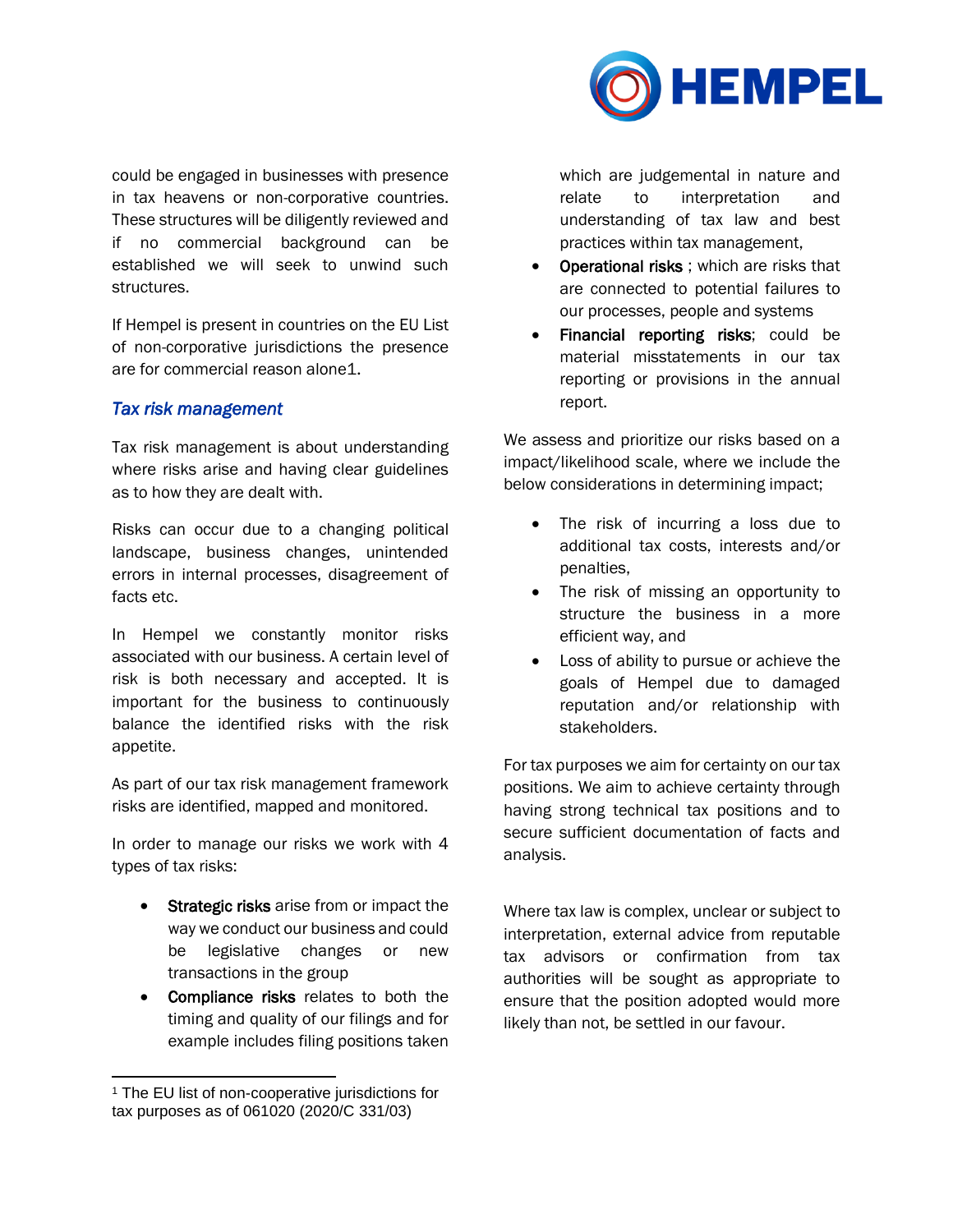could be engaged in businesses with presence in tax heavens or non-corporative countries. These structures will be diligently reviewed and if no commercial background can be established we will seek to unwind such structures.

If Hempel is present in countries on the EU List of non-corporative jurisdictions the presence are for commercial reason alone[1].

### *Tax risk management*

Tax risk management is about understanding where risks arise and having clear guidelines as to how they are dealt with.

Risks can occur due to a changing political landscape, business changes, unintended errors in internal processes, disagreement of facts etc.

In Hempel we constantly monitor risks associated with our business. A certain level of risk is both necessary and accepted. It is important for the business to continuously balance the identified risks with the risk appetite.

As part of our tax risk management framework risks are identified, mapped and monitored.

In order to manage our risks we work with 4 types of tax risks:

- Strategic risks arise from or impact the way we conduct our business and could be legislative changes or new transactions in the group
- Compliance risks relates to both the timing and quality of our filings and for example includes filing positions taken which are judgemental in nature and relate to interpretation and understanding of tax law and best practices within tax management,
- Operational risks ; which are risks that are connected to potential failures to our processes, people and systems
- Financial reporting risks; could be material misstatements in our tax reporting or provisions in the annual report.

We assess and prioritize our risks based on a impact/likelihood scale, where we include the below considerations in determining impact;

- The risk of incurring a loss due to additional tax costs, interests and/or penalties,
- The risk of missing an opportunity to structure the business in a more efficient way, and
- Loss of ability to pursue or achieve the goals of Hempel due to damaged reputation and/or relationship with stakeholders.

For tax purposes we aim for certainty on our tax positions. We aim to achieve certainty through having strong technical tax positions and to secure sufficient documentation of facts and analysis.

Where tax law is complex, unclear or subject to interpretation, external advice from reputable tax advisors or confirmation from tax authorities will be sought as appropriate to ensure that the position adopted would more likely than not, be settled in our favour.

---

[1] The EU list of non-cooperative jurisdictions for tax purposes as of 061020 (2020/C 331/03)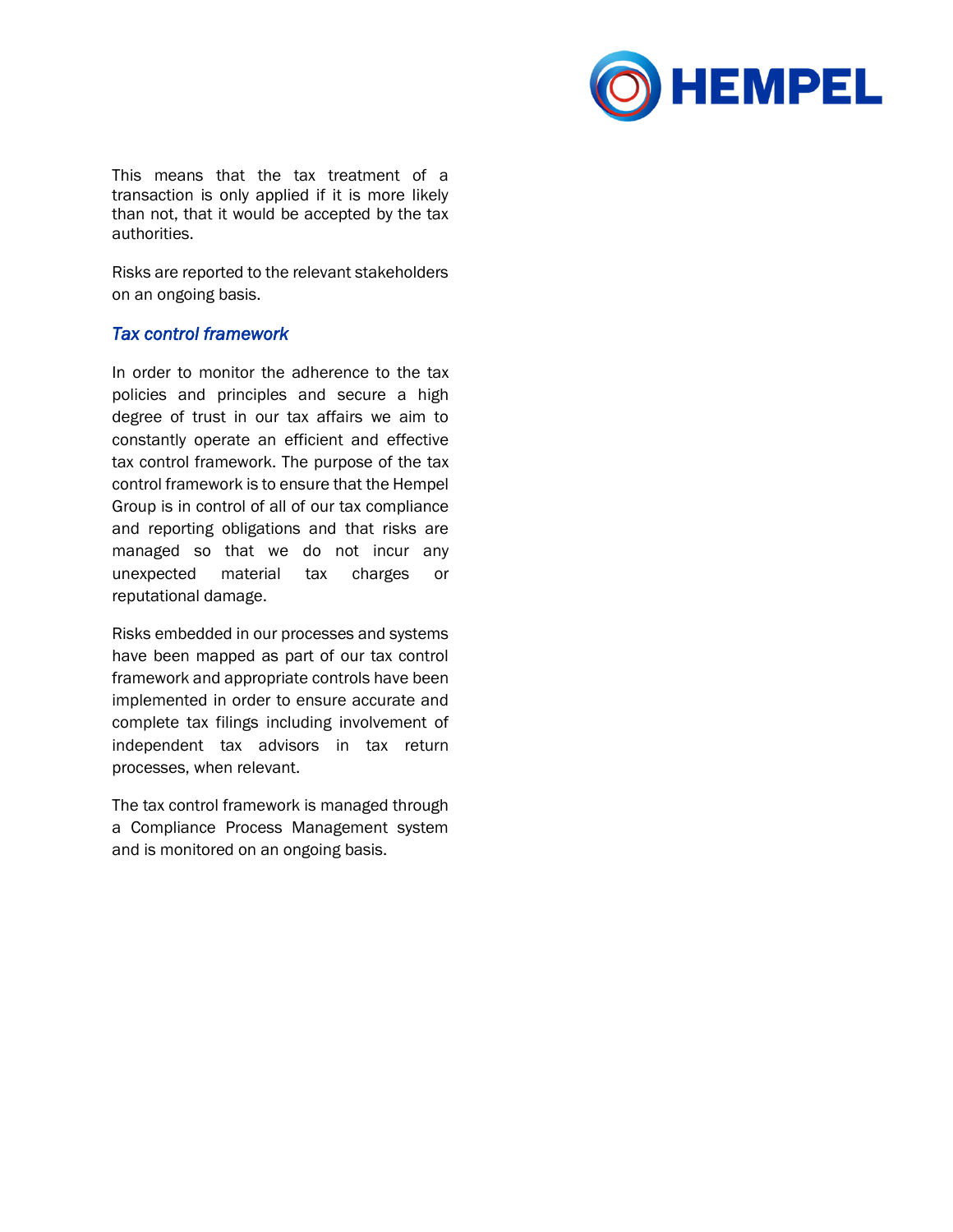This means that the tax treatment of a transaction is only applied if it is more likely than not, that it would be accepted by the tax authorities.

Risks are reported to the relevant stakeholders on an ongoing basis.

### *Tax control framework*

In order to monitor the adherence to the tax policies and principles and secure a high degree of trust in our tax affairs we aim to constantly operate an efficient and effective tax control framework. The purpose of the tax control framework is to ensure that the Hempel Group is in control of all of our tax compliance and reporting obligations and that risks are managed so that we do not incur any unexpected material tax charges or reputational damage.

Risks embedded in our processes and systems have been mapped as part of our tax control framework and appropriate controls have been implemented in order to ensure accurate and complete tax filings including involvement of independent tax advisors in tax return processes, when relevant.

The tax control framework is managed through a Compliance Process Management system and is monitored on an ongoing basis.